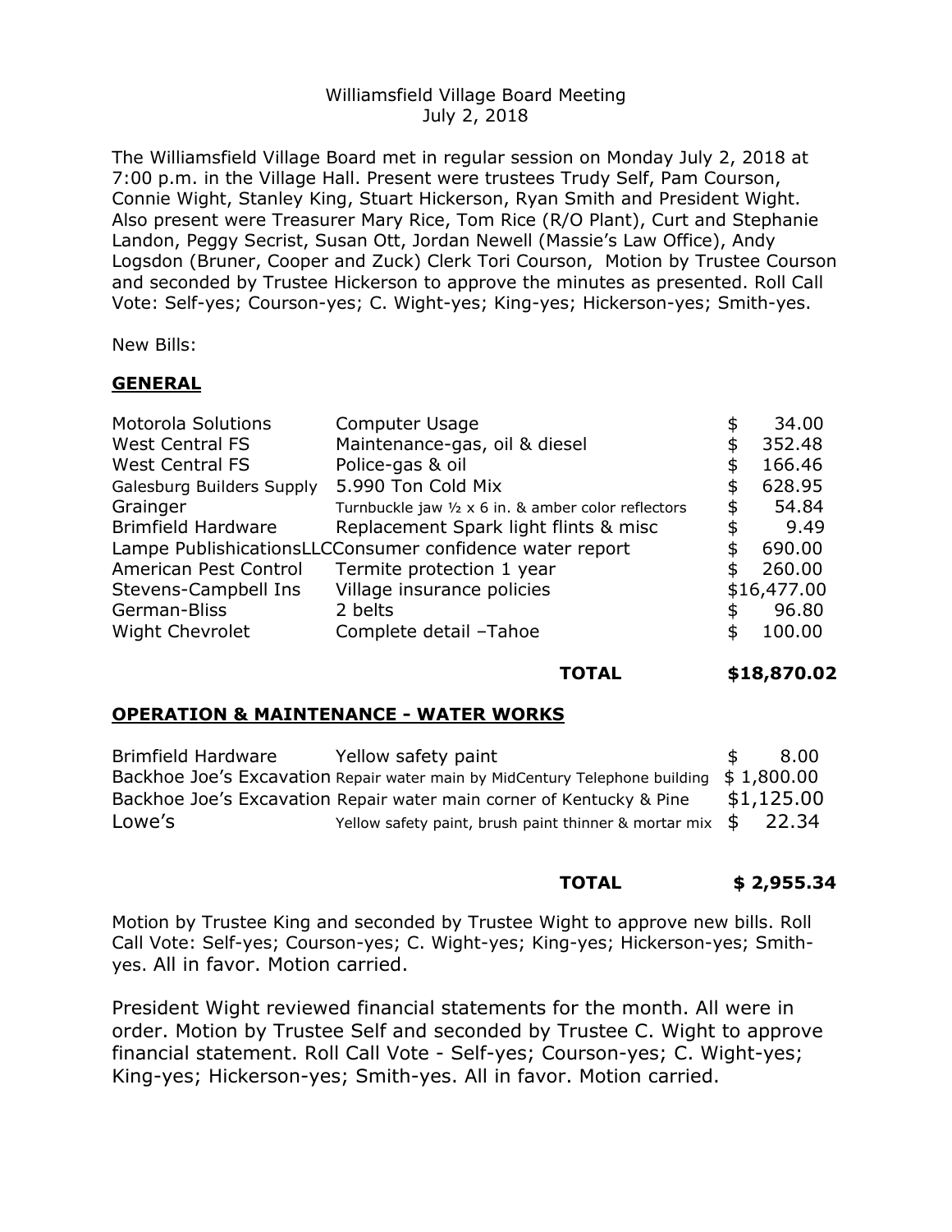Williamsfield Village Board Meeting
July 2, 2018

The Williamsfield Village Board met in regular session on Monday July 2, 2018 at 7:00 p.m. in the Village Hall. Present were trustees Trudy Self, Pam Courson, Connie Wight, Stanley King, Stuart Hickerson, Ryan Smith and President Wight. Also present were Treasurer Mary Rice, Tom Rice (R/O Plant), Curt and Stephanie Landon, Peggy Secrist, Susan Ott, Jordan Newell (Massie's Law Office), Andy Logsdon (Bruner, Cooper and Zuck) Clerk Tori Courson, Motion by Trustee Courson and seconded by Trustee Hickerson to approve the minutes as presented. Roll Call Vote: Self-yes; Courson-yes; C. Wight-yes; King-yes; Hickerson-yes; Smith-yes.

New Bills:

**GENERAL**

| | | |
|---|---|---|
| Motorola Solutions | Computer Usage | $ 34.00 |
| West Central FS | Maintenance-gas, oil & diesel | $ 352.48 |
| West Central FS | Police-gas & oil | $ 166.46 |
| Galesburg Builders Supply | 5.990 Ton Cold Mix | $ 628.95 |
| Grainger | Turnbuckle jaw ½ x 6 in. & amber color reflectors | $ 54.84 |
| Brimfield Hardware | Replacement Spark light flints & misc | $ 9.49 |
| Lampe PublisihicationsLLC | Consumer confidence water report | $ 690.00 |
| American Pest Control | Termite protection 1 year | $ 260.00 |
| Stevens-Campbell Ins | Village insurance policies | $16,477.00 |
| German-Bliss | 2 belts | $ 96.80 |
| Wight Chevrolet | Complete detail –Tahoe | $ 100.00 |
| | **TOTAL** | **$18,870.02** |

**OPERATION & MAINTENANCE - WATER WORKS**

| | | |
|---|---|---|
| Brimfield Hardware | Yellow safety paint | $ 8.00 |
| Backhoe Joe's Excavation | Repair water main by MidCentury Telephone building | $ 1,800.00 |
| Backhoe Joe's Excavation | Repair water main corner of Kentucky & Pine | $1,125.00 |
| Lowe's | Yellow safety paint, brush paint thinner & mortar mix | $ 22.34 |
| | **TOTAL** | **$ 2,955.34** |

Motion by Trustee King and seconded by Trustee Wight to approve new bills. Roll Call Vote: Self-yes; Courson-yes; C. Wight-yes; King-yes; Hickerson-yes; Smith-yes. All in favor. Motion carried.

President Wight reviewed financial statements for the month. All were in order. Motion by Trustee Self and seconded by Trustee C. Wight to approve financial statement. Roll Call Vote - Self-yes; Courson-yes; C. Wight-yes; King-yes; Hickerson-yes; Smith-yes. All in favor. Motion carried.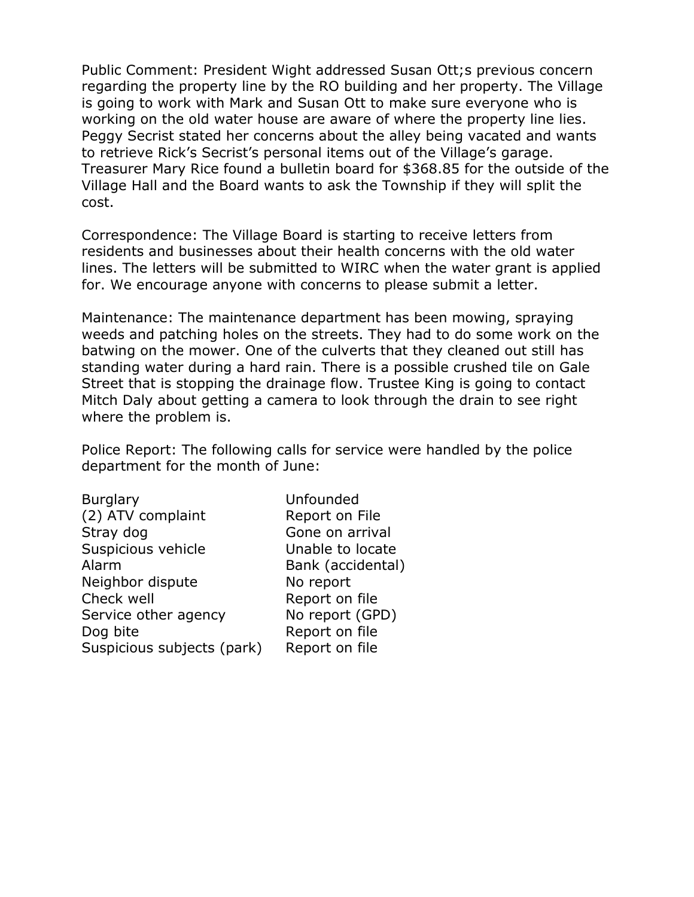Public Comment: President Wight addressed Susan Ott;s previous concern regarding the property line by the RO building and her property. The Village is going to work with Mark and Susan Ott to make sure everyone who is working on the old water house are aware of where the property line lies. Peggy Secrist stated her concerns about the alley being vacated and wants to retrieve Rick's Secrist's personal items out of the Village's garage. Treasurer Mary Rice found a bulletin board for $368.85 for the outside of the Village Hall and the Board wants to ask the Township if they will split the cost.

Correspondence: The Village Board is starting to receive letters from residents and businesses about their health concerns with the old water lines. The letters will be submitted to WIRC when the water grant is applied for. We encourage anyone with concerns to please submit a letter.

Maintenance: The maintenance department has been mowing, spraying weeds and patching holes on the streets. They had to do some work on the batwing on the mower. One of the culverts that they cleaned out still has standing water during a hard rain. There is a possible crushed tile on Gale Street that is stopping the drainage flow. Trustee King is going to contact Mitch Daly about getting a camera to look through the drain to see right where the problem is.

Police Report: The following calls for service were handled by the police department for the month of June:

| | |
|---|---|
| Burglary | Unfounded |
| (2) ATV complaint | Report on File |
| Stray dog | Gone on arrival |
| Suspicious vehicle | Unable to locate |
| Alarm | Bank (accidental) |
| Neighbor dispute | No report |
| Check well | Report on file |
| Service other agency | No report (GPD) |
| Dog bite | Report on file |
| Suspicious subjects (park) | Report on file |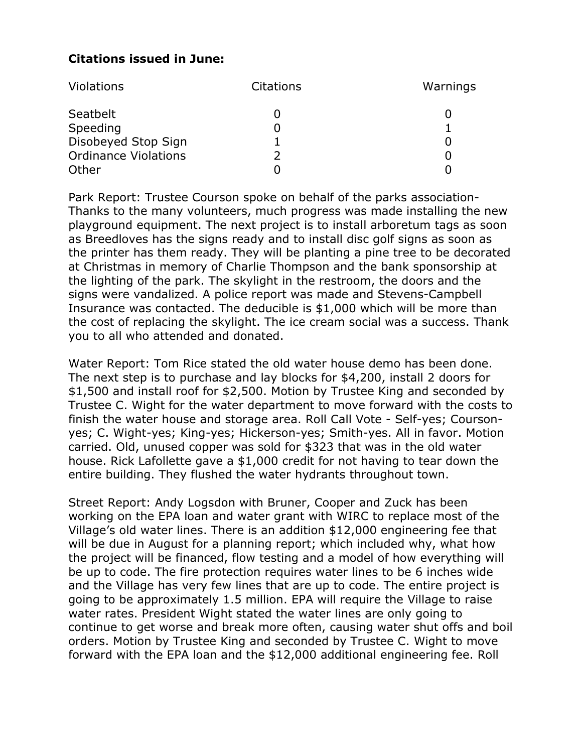**Citations issued in June:**

| Violations | Citations | Warnings |
|---|---|---|
| Seatbelt | 0 | 0 |
| Speeding | 0 | 1 |
| Disobeyed Stop Sign | 1 | 0 |
| Ordinance Violations | 2 | 0 |
| Other | 0 | 0 |

Park Report: Trustee Courson spoke on behalf of the parks association- Thanks to the many volunteers, much progress was made installing the new playground equipment. The next project is to install arboretum tags as soon as Breedloves has the signs ready and to install disc golf signs as soon as the printer has them ready. They will be planting a pine tree to be decorated at Christmas in memory of Charlie Thompson and the bank sponsorship at the lighting of the park. The skylight in the restroom, the doors and the signs were vandalized. A police report was made and Stevens-Campbell Insurance was contacted. The deducible is $1,000 which will be more than the cost of replacing the skylight. The ice cream social was a success. Thank you to all who attended and donated.

Water Report: Tom Rice stated the old water house demo has been done. The next step is to purchase and lay blocks for $4,200, install 2 doors for $1,500 and install roof for $2,500. Motion by Trustee King and seconded by Trustee C. Wight for the water department to move forward with the costs to finish the water house and storage area. Roll Call Vote - Self-yes; Courson-yes; C. Wight-yes; King-yes; Hickerson-yes; Smith-yes. All in favor. Motion carried. Old, unused copper was sold for $323 that was in the old water house. Rick Lafollette gave a $1,000 credit for not having to tear down the entire building. They flushed the water hydrants throughout town.

Street Report: Andy Logsdon with Bruner, Cooper and Zuck has been working on the EPA loan and water grant with WIRC to replace most of the Village's old water lines. There is an addition $12,000 engineering fee that will be due in August for a planning report; which included why, what how the project will be financed, flow testing and a model of how everything will be up to code. The fire protection requires water lines to be 6 inches wide and the Village has very few lines that are up to code. The entire project is going to be approximately 1.5 million. EPA will require the Village to raise water rates. President Wight stated the water lines are only going to continue to get worse and break more often, causing water shut offs and boil orders. Motion by Trustee King and seconded by Trustee C. Wight to move forward with the EPA loan and the $12,000 additional engineering fee. Roll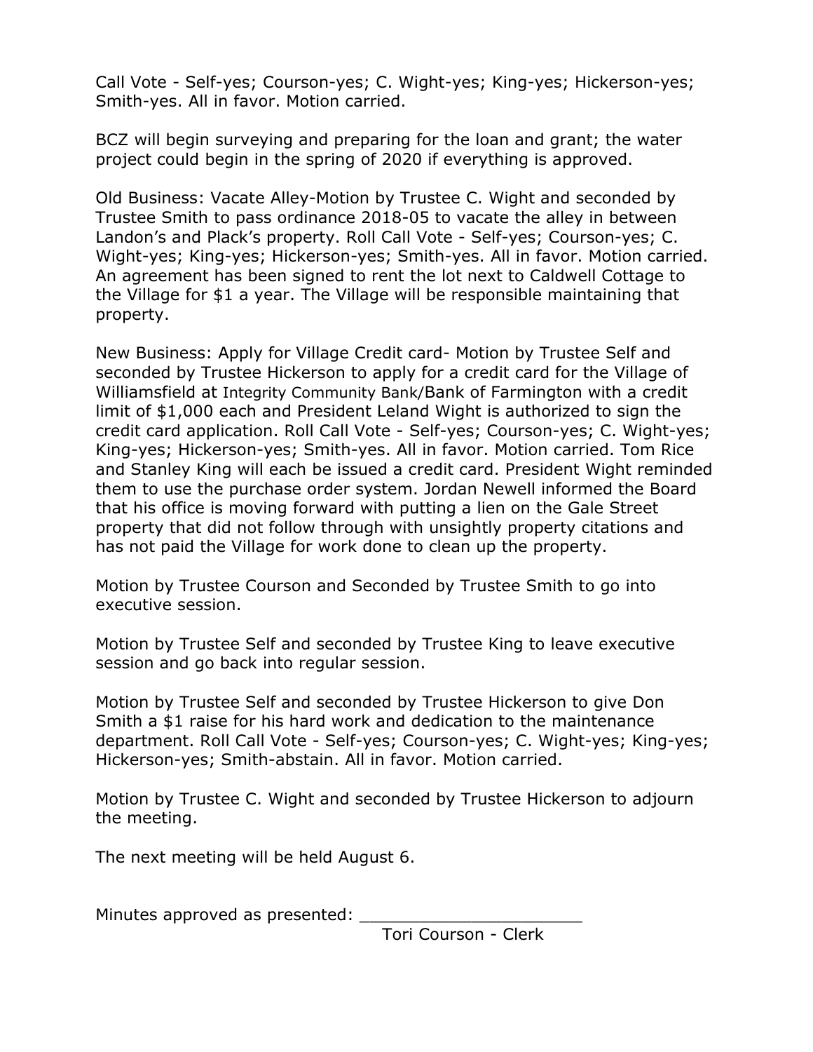Call Vote - Self-yes; Courson-yes; C. Wight-yes; King-yes; Hickerson-yes; Smith-yes. All in favor. Motion carried.

BCZ will begin surveying and preparing for the loan and grant; the water project could begin in the spring of 2020 if everything is approved.

Old Business: Vacate Alley-Motion by Trustee C. Wight and seconded by Trustee Smith to pass ordinance 2018-05 to vacate the alley in between Landon's and Plack's property. Roll Call Vote - Self-yes; Courson-yes; C. Wight-yes; King-yes; Hickerson-yes; Smith-yes. All in favor. Motion carried. An agreement has been signed to rent the lot next to Caldwell Cottage to the Village for $1 a year. The Village will be responsible maintaining that property.

New Business: Apply for Village Credit card- Motion by Trustee Self and seconded by Trustee Hickerson to apply for a credit card for the Village of Williamsfield at Integrity Community Bank/Bank of Farmington with a credit limit of $1,000 each and President Leland Wight is authorized to sign the credit card application. Roll Call Vote - Self-yes; Courson-yes; C. Wight-yes; King-yes; Hickerson-yes; Smith-yes. All in favor. Motion carried. Tom Rice and Stanley King will each be issued a credit card. President Wight reminded them to use the purchase order system. Jordan Newell informed the Board that his office is moving forward with putting a lien on the Gale Street property that did not follow through with unsightly property citations and has not paid the Village for work done to clean up the property.

Motion by Trustee Courson and Seconded by Trustee Smith to go into executive session.

Motion by Trustee Self and seconded by Trustee King to leave executive session and go back into regular session.

Motion by Trustee Self and seconded by Trustee Hickerson to give Don Smith a $1 raise for his hard work and dedication to the maintenance department. Roll Call Vote - Self-yes; Courson-yes; C. Wight-yes; King-yes; Hickerson-yes; Smith-abstain. All in favor. Motion carried.

Motion by Trustee C. Wight and seconded by Trustee Hickerson to adjourn the meeting.

The next meeting will be held August 6.

Minutes approved as presented: ______________________

Tori Courson - Clerk